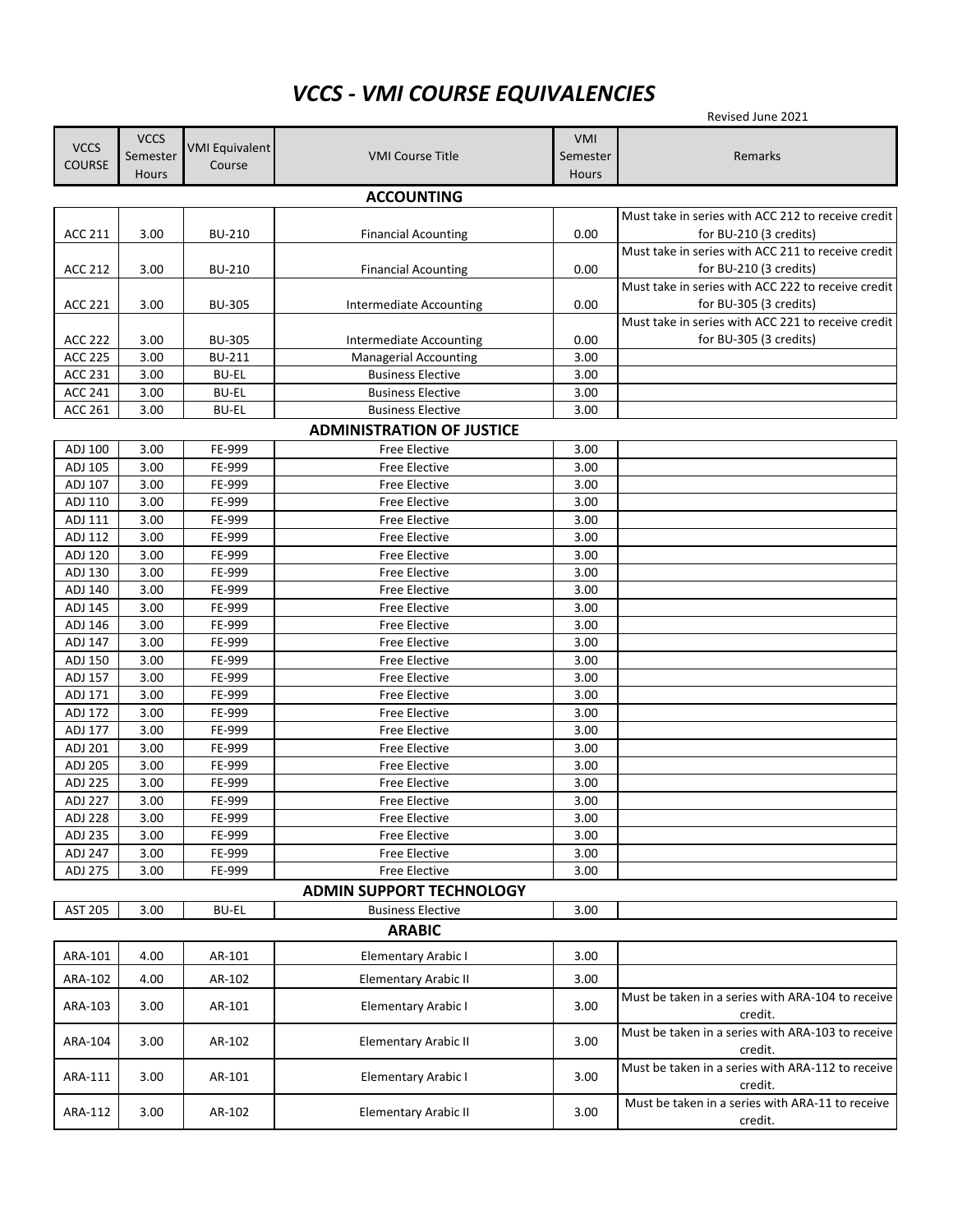# *VCCS - VMI COURSE EQUIVALENCIES*

Revised June 2021

| VCCS COURSE | VCCS Semester Hours | VMI Equivalent Course | VMI Course Title | VMI Semester Hours | Remarks |
|---|---|---|---|---|---|
| **ACCOUNTING** | | | | | |
| ACC 211 | 3.00 | BU-210 | Financial Acounting | 0.00 | Must take in series with ACC 212 to receive credit for BU-210 (3 credits) |
| ACC 212 | 3.00 | BU-210 | Financial Acounting | 0.00 | Must take in series with ACC 211 to receive credit for BU-210 (3 credits) |
| ACC 221 | 3.00 | BU-305 | Intermediate Accounting | 0.00 | Must take in series with ACC 222 to receive credit for BU-305 (3 credits) |
| ACC 222 | 3.00 | BU-305 | Intermediate Accounting | 0.00 | Must take in series with ACC 221 to receive credit for BU-305 (3 credits) |
| ACC 225 | 3.00 | BU-211 | Managerial Accounting | 3.00 | |
| ACC 231 | 3.00 | BU-EL | Business Elective | 3.00 | |
| ACC 241 | 3.00 | BU-EL | Business Elective | 3.00 | |
| ACC 261 | 3.00 | BU-EL | Business Elective | 3.00 | |
| **ADMINISTRATION OF JUSTICE** | | | | | |
| ADJ 100 | 3.00 | FE-999 | Free Elective | 3.00 | |
| ADJ 105 | 3.00 | FE-999 | Free Elective | 3.00 | |
| ADJ 107 | 3.00 | FE-999 | Free Elective | 3.00 | |
| ADJ 110 | 3.00 | FE-999 | Free Elective | 3.00 | |
| ADJ 111 | 3.00 | FE-999 | Free Elective | 3.00 | |
| ADJ 112 | 3.00 | FE-999 | Free Elective | 3.00 | |
| ADJ 120 | 3.00 | FE-999 | Free Elective | 3.00 | |
| ADJ 130 | 3.00 | FE-999 | Free Elective | 3.00 | |
| ADJ 140 | 3.00 | FE-999 | Free Elective | 3.00 | |
| ADJ 145 | 3.00 | FE-999 | Free Elective | 3.00 | |
| ADJ 146 | 3.00 | FE-999 | Free Elective | 3.00 | |
| ADJ 147 | 3.00 | FE-999 | Free Elective | 3.00 | |
| ADJ 150 | 3.00 | FE-999 | Free Elective | 3.00 | |
| ADJ 157 | 3.00 | FE-999 | Free Elective | 3.00 | |
| ADJ 171 | 3.00 | FE-999 | Free Elective | 3.00 | |
| ADJ 172 | 3.00 | FE-999 | Free Elective | 3.00 | |
| ADJ 177 | 3.00 | FE-999 | Free Elective | 3.00 | |
| ADJ 201 | 3.00 | FE-999 | Free Elective | 3.00 | |
| ADJ 205 | 3.00 | FE-999 | Free Elective | 3.00 | |
| ADJ 225 | 3.00 | FE-999 | Free Elective | 3.00 | |
| ADJ 227 | 3.00 | FE-999 | Free Elective | 3.00 | |
| ADJ 228 | 3.00 | FE-999 | Free Elective | 3.00 | |
| ADJ 235 | 3.00 | FE-999 | Free Elective | 3.00 | |
| ADJ 247 | 3.00 | FE-999 | Free Elective | 3.00 | |
| ADJ 275 | 3.00 | FE-999 | Free Elective | 3.00 | |
| **ADMIN SUPPORT TECHNOLOGY** | | | | | |
| AST 205 | 3.00 | BU-EL | Business Elective | 3.00 | |
| **ARABIC** | | | | | |
| ARA-101 | 4.00 | AR-101 | Elementary Arabic I | 3.00 | |
| ARA-102 | 4.00 | AR-102 | Elementary Arabic II | 3.00 | |
| ARA-103 | 3.00 | AR-101 | Elementary Arabic I | 3.00 | Must be taken in a series with ARA-104 to receive credit. |
| ARA-104 | 3.00 | AR-102 | Elementary Arabic II | 3.00 | Must be taken in a series with ARA-103 to receive credit. |
| ARA-111 | 3.00 | AR-101 | Elementary Arabic I | 3.00 | Must be taken in a series with ARA-112 to receive credit. |
| ARA-112 | 3.00 | AR-102 | Elementary Arabic II | 3.00 | Must be taken in a series with ARA-11 to receive credit. |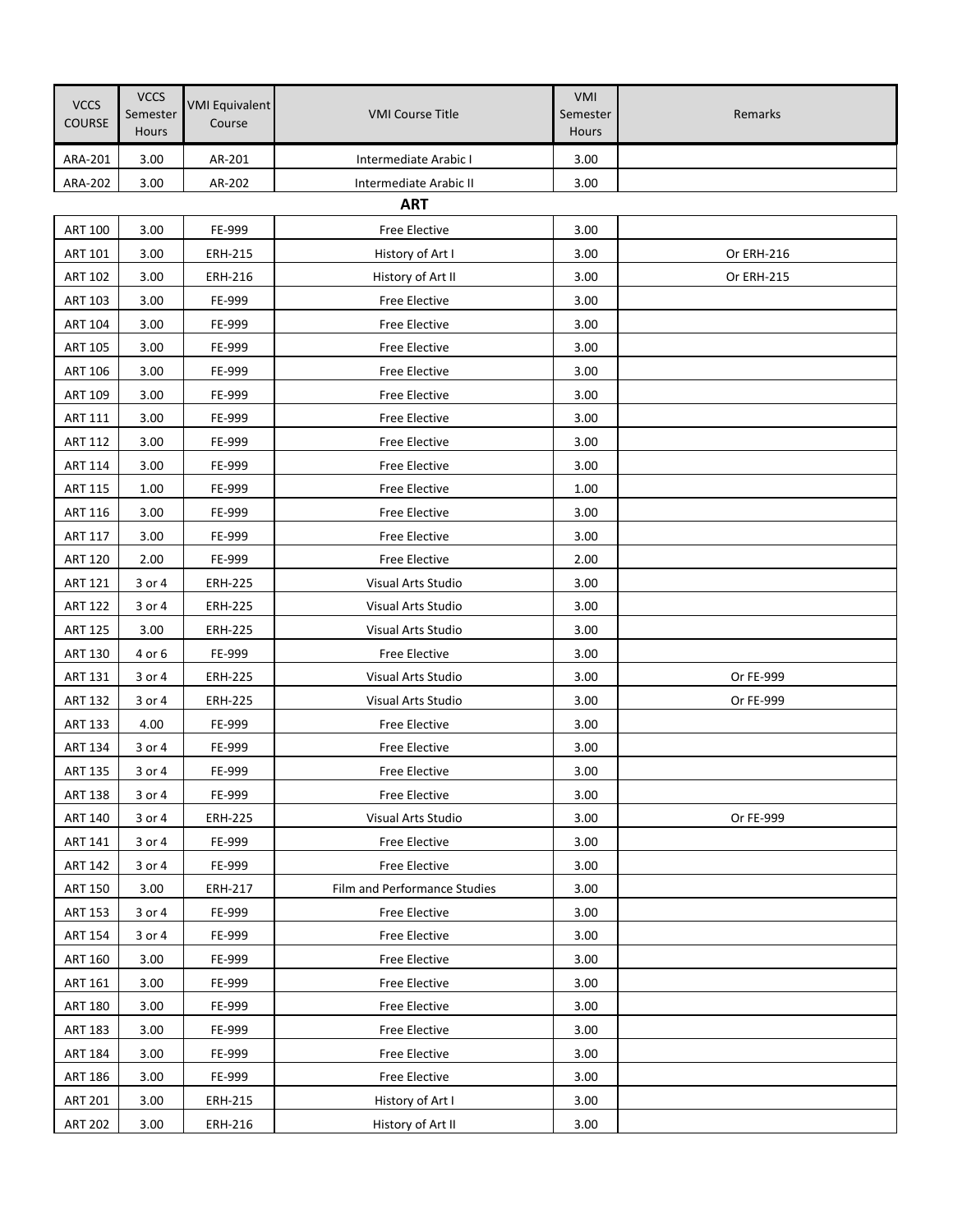| VCCS COURSE | VCCS Semester Hours | VMI Equivalent Course | VMI Course Title | VMI Semester Hours | Remarks |
|---|---|---|---|---|---|
| ARA-201 | 3.00 | AR-201 | Intermediate Arabic I | 3.00 | |
| ARA-202 | 3.00 | AR-202 | Intermediate Arabic II | 3.00 | |

## ART

| VCCS COURSE | VCCS Semester Hours | VMI Equivalent Course | VMI Course Title | VMI Semester Hours | Remarks |
|---|---|---|---|---|---|
| ART 100 | 3.00 | FE-999 | Free Elective | 3.00 | |
| ART 101 | 3.00 | ERH-215 | History of Art I | 3.00 | Or ERH-216 |
| ART 102 | 3.00 | ERH-216 | History of Art II | 3.00 | Or ERH-215 |
| ART 103 | 3.00 | FE-999 | Free Elective | 3.00 | |
| ART 104 | 3.00 | FE-999 | Free Elective | 3.00 | |
| ART 105 | 3.00 | FE-999 | Free Elective | 3.00 | |
| ART 106 | 3.00 | FE-999 | Free Elective | 3.00 | |
| ART 109 | 3.00 | FE-999 | Free Elective | 3.00 | |
| ART 111 | 3.00 | FE-999 | Free Elective | 3.00 | |
| ART 112 | 3.00 | FE-999 | Free Elective | 3.00 | |
| ART 114 | 3.00 | FE-999 | Free Elective | 3.00 | |
| ART 115 | 1.00 | FE-999 | Free Elective | 1.00 | |
| ART 116 | 3.00 | FE-999 | Free Elective | 3.00 | |
| ART 117 | 3.00 | FE-999 | Free Elective | 3.00 | |
| ART 120 | 2.00 | FE-999 | Free Elective | 2.00 | |
| ART 121 | 3 or 4 | ERH-225 | Visual Arts Studio | 3.00 | |
| ART 122 | 3 or 4 | ERH-225 | Visual Arts Studio | 3.00 | |
| ART 125 | 3.00 | ERH-225 | Visual Arts Studio | 3.00 | |
| ART 130 | 4 or 6 | FE-999 | Free Elective | 3.00 | |
| ART 131 | 3 or 4 | ERH-225 | Visual Arts Studio | 3.00 | Or FE-999 |
| ART 132 | 3 or 4 | ERH-225 | Visual Arts Studio | 3.00 | Or FE-999 |
| ART 133 | 4.00 | FE-999 | Free Elective | 3.00 | |
| ART 134 | 3 or 4 | FE-999 | Free Elective | 3.00 | |
| ART 135 | 3 or 4 | FE-999 | Free Elective | 3.00 | |
| ART 138 | 3 or 4 | FE-999 | Free Elective | 3.00 | |
| ART 140 | 3 or 4 | ERH-225 | Visual Arts Studio | 3.00 | Or FE-999 |
| ART 141 | 3 or 4 | FE-999 | Free Elective | 3.00 | |
| ART 142 | 3 or 4 | FE-999 | Free Elective | 3.00 | |
| ART 150 | 3.00 | ERH-217 | Film and Performance Studies | 3.00 | |
| ART 153 | 3 or 4 | FE-999 | Free Elective | 3.00 | |
| ART 154 | 3 or 4 | FE-999 | Free Elective | 3.00 | |
| ART 160 | 3.00 | FE-999 | Free Elective | 3.00 | |
| ART 161 | 3.00 | FE-999 | Free Elective | 3.00 | |
| ART 180 | 3.00 | FE-999 | Free Elective | 3.00 | |
| ART 183 | 3.00 | FE-999 | Free Elective | 3.00 | |
| ART 184 | 3.00 | FE-999 | Free Elective | 3.00 | |
| ART 186 | 3.00 | FE-999 | Free Elective | 3.00 | |
| ART 201 | 3.00 | ERH-215 | History of Art I | 3.00 | |
| ART 202 | 3.00 | ERH-216 | History of Art II | 3.00 | |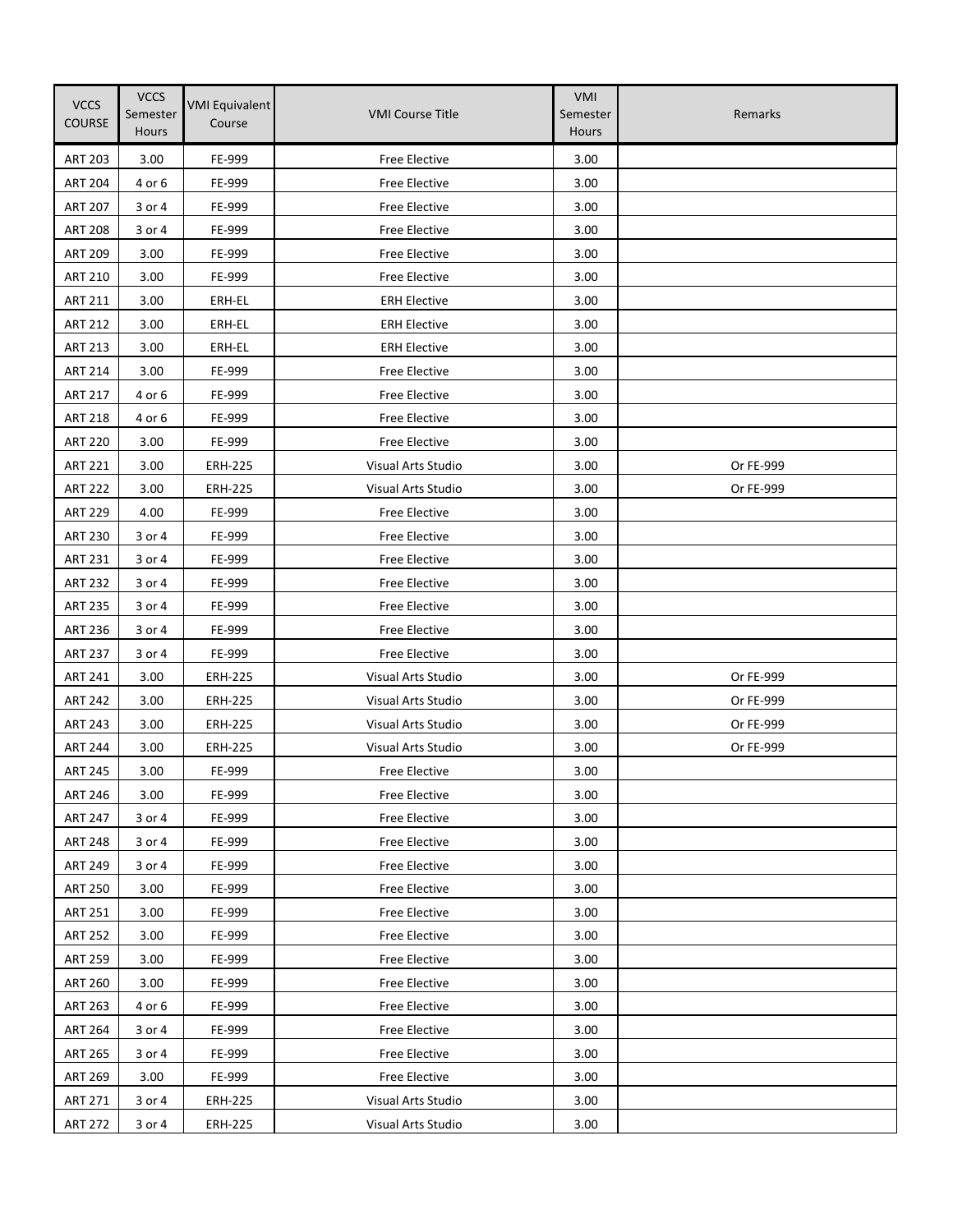| VCCS COURSE | VCCS Semester Hours | VMI Equivalent Course | VMI Course Title | VMI Semester Hours | Remarks |
|---|---|---|---|---|---|
| ART 203 | 3.00 | FE-999 | Free Elective | 3.00 | |
| ART 204 | 4 or 6 | FE-999 | Free Elective | 3.00 | |
| ART 207 | 3 or 4 | FE-999 | Free Elective | 3.00 | |
| ART 208 | 3 or 4 | FE-999 | Free Elective | 3.00 | |
| ART 209 | 3.00 | FE-999 | Free Elective | 3.00 | |
| ART 210 | 3.00 | FE-999 | Free Elective | 3.00 | |
| ART 211 | 3.00 | ERH-EL | ERH Elective | 3.00 | |
| ART 212 | 3.00 | ERH-EL | ERH Elective | 3.00 | |
| ART 213 | 3.00 | ERH-EL | ERH Elective | 3.00 | |
| ART 214 | 3.00 | FE-999 | Free Elective | 3.00 | |
| ART 217 | 4 or 6 | FE-999 | Free Elective | 3.00 | |
| ART 218 | 4 or 6 | FE-999 | Free Elective | 3.00 | |
| ART 220 | 3.00 | FE-999 | Free Elective | 3.00 | |
| ART 221 | 3.00 | ERH-225 | Visual Arts Studio | 3.00 | Or FE-999 |
| ART 222 | 3.00 | ERH-225 | Visual Arts Studio | 3.00 | Or FE-999 |
| ART 229 | 4.00 | FE-999 | Free Elective | 3.00 | |
| ART 230 | 3 or 4 | FE-999 | Free Elective | 3.00 | |
| ART 231 | 3 or 4 | FE-999 | Free Elective | 3.00 | |
| ART 232 | 3 or 4 | FE-999 | Free Elective | 3.00 | |
| ART 235 | 3 or 4 | FE-999 | Free Elective | 3.00 | |
| ART 236 | 3 or 4 | FE-999 | Free Elective | 3.00 | |
| ART 237 | 3 or 4 | FE-999 | Free Elective | 3.00 | |
| ART 241 | 3.00 | ERH-225 | Visual Arts Studio | 3.00 | Or FE-999 |
| ART 242 | 3.00 | ERH-225 | Visual Arts Studio | 3.00 | Or FE-999 |
| ART 243 | 3.00 | ERH-225 | Visual Arts Studio | 3.00 | Or FE-999 |
| ART 244 | 3.00 | ERH-225 | Visual Arts Studio | 3.00 | Or FE-999 |
| ART 245 | 3.00 | FE-999 | Free Elective | 3.00 | |
| ART 246 | 3.00 | FE-999 | Free Elective | 3.00 | |
| ART 247 | 3 or 4 | FE-999 | Free Elective | 3.00 | |
| ART 248 | 3 or 4 | FE-999 | Free Elective | 3.00 | |
| ART 249 | 3 or 4 | FE-999 | Free Elective | 3.00 | |
| ART 250 | 3.00 | FE-999 | Free Elective | 3.00 | |
| ART 251 | 3.00 | FE-999 | Free Elective | 3.00 | |
| ART 252 | 3.00 | FE-999 | Free Elective | 3.00 | |
| ART 259 | 3.00 | FE-999 | Free Elective | 3.00 | |
| ART 260 | 3.00 | FE-999 | Free Elective | 3.00 | |
| ART 263 | 4 or 6 | FE-999 | Free Elective | 3.00 | |
| ART 264 | 3 or 4 | FE-999 | Free Elective | 3.00 | |
| ART 265 | 3 or 4 | FE-999 | Free Elective | 3.00 | |
| ART 269 | 3.00 | FE-999 | Free Elective | 3.00 | |
| ART 271 | 3 or 4 | ERH-225 | Visual Arts Studio | 3.00 | |
| ART 272 | 3 or 4 | ERH-225 | Visual Arts Studio | 3.00 | |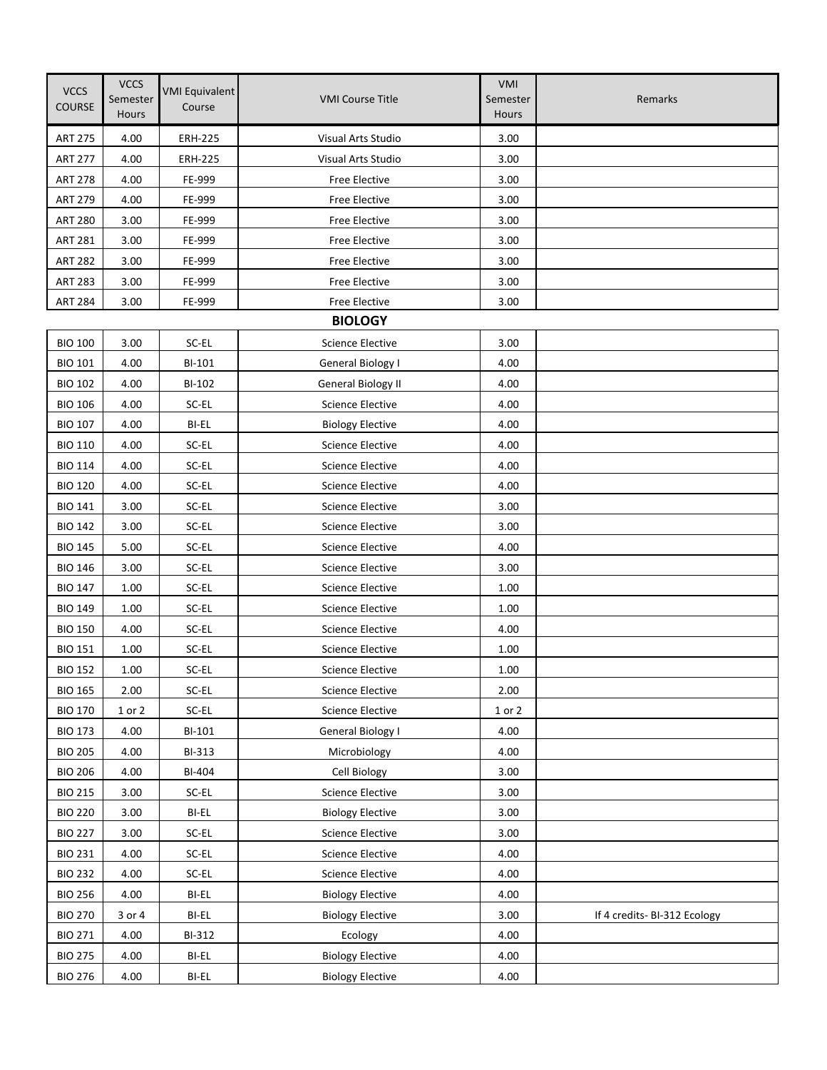| VCCS COURSE | VCCS Semester Hours | VMI Equivalent Course | VMI Course Title | VMI Semester Hours | Remarks |
|---|---|---|---|---|---|
| ART 275 | 4.00 | ERH-225 | Visual Arts Studio | 3.00 | |
| ART 277 | 4.00 | ERH-225 | Visual Arts Studio | 3.00 | |
| ART 278 | 4.00 | FE-999 | Free Elective | 3.00 | |
| ART 279 | 4.00 | FE-999 | Free Elective | 3.00 | |
| ART 280 | 3.00 | FE-999 | Free Elective | 3.00 | |
| ART 281 | 3.00 | FE-999 | Free Elective | 3.00 | |
| ART 282 | 3.00 | FE-999 | Free Elective | 3.00 | |
| ART 283 | 3.00 | FE-999 | Free Elective | 3.00 | |
| ART 284 | 3.00 | FE-999 | Free Elective | 3.00 | |
| | | | **BIOLOGY** | | |
| BIO 100 | 3.00 | SC-EL | Science Elective | 3.00 | |
| BIO 101 | 4.00 | BI-101 | General Biology I | 4.00 | |
| BIO 102 | 4.00 | BI-102 | General Biology II | 4.00 | |
| BIO 106 | 4.00 | SC-EL | Science Elective | 4.00 | |
| BIO 107 | 4.00 | BI-EL | Biology Elective | 4.00 | |
| BIO 110 | 4.00 | SC-EL | Science Elective | 4.00 | |
| BIO 114 | 4.00 | SC-EL | Science Elective | 4.00 | |
| BIO 120 | 4.00 | SC-EL | Science Elective | 4.00 | |
| BIO 141 | 3.00 | SC-EL | Science Elective | 3.00 | |
| BIO 142 | 3.00 | SC-EL | Science Elective | 3.00 | |
| BIO 145 | 5.00 | SC-EL | Science Elective | 4.00 | |
| BIO 146 | 3.00 | SC-EL | Science Elective | 3.00 | |
| BIO 147 | 1.00 | SC-EL | Science Elective | 1.00 | |
| BIO 149 | 1.00 | SC-EL | Science Elective | 1.00 | |
| BIO 150 | 4.00 | SC-EL | Science Elective | 4.00 | |
| BIO 151 | 1.00 | SC-EL | Science Elective | 1.00 | |
| BIO 152 | 1.00 | SC-EL | Science Elective | 1.00 | |
| BIO 165 | 2.00 | SC-EL | Science Elective | 2.00 | |
| BIO 170 | 1 or 2 | SC-EL | Science Elective | 1 or 2 | |
| BIO 173 | 4.00 | BI-101 | General Biology I | 4.00 | |
| BIO 205 | 4.00 | BI-313 | Microbiology | 4.00 | |
| BIO 206 | 4.00 | BI-404 | Cell Biology | 3.00 | |
| BIO 215 | 3.00 | SC-EL | Science Elective | 3.00 | |
| BIO 220 | 3.00 | BI-EL | Biology Elective | 3.00 | |
| BIO 227 | 3.00 | SC-EL | Science Elective | 3.00 | |
| BIO 231 | 4.00 | SC-EL | Science Elective | 4.00 | |
| BIO 232 | 4.00 | SC-EL | Science Elective | 4.00 | |
| BIO 256 | 4.00 | BI-EL | Biology Elective | 4.00 | |
| BIO 270 | 3 or 4 | BI-EL | Biology Elective | 3.00 | If 4 credits- BI-312 Ecology |
| BIO 271 | 4.00 | BI-312 | Ecology | 4.00 | |
| BIO 275 | 4.00 | BI-EL | Biology Elective | 4.00 | |
| BIO 276 | 4.00 | BI-EL | Biology Elective | 4.00 | |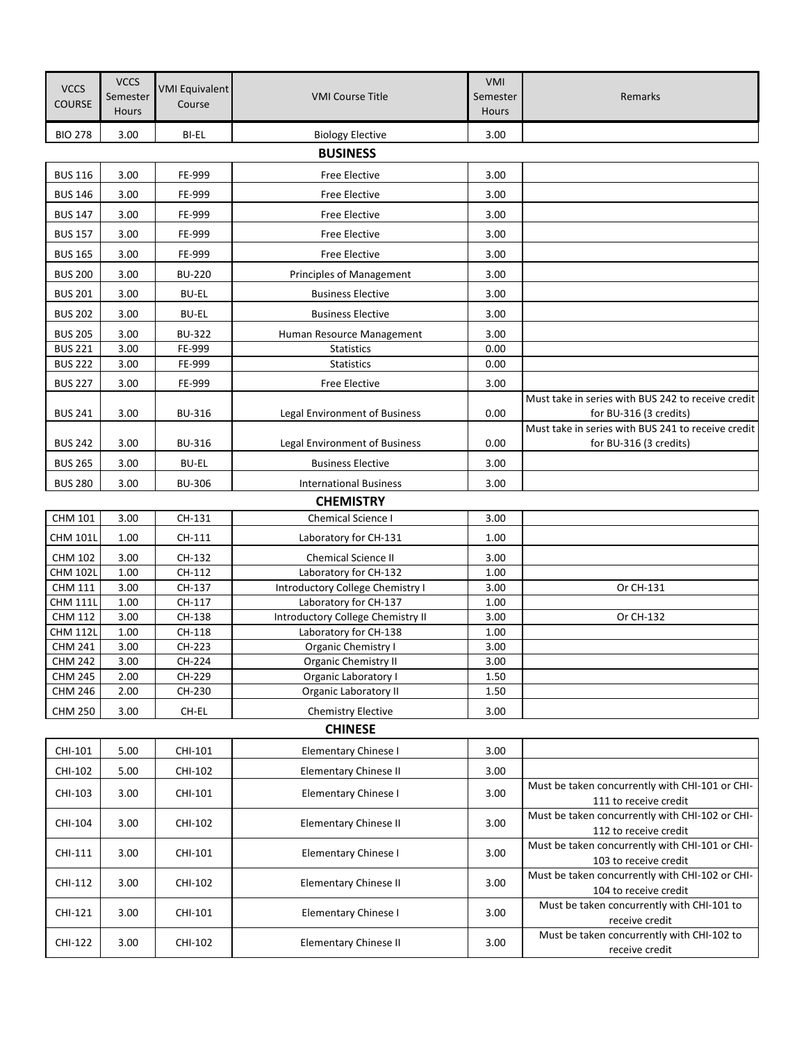| VCCS COURSE | VCCS Semester Hours | VMI Equivalent Course | VMI Course Title | VMI Semester Hours | Remarks |
|---|---|---|---|---|---|
| BIO 278 | 3.00 | BI-EL | Biology Elective | 3.00 | |
| | | | **BUSINESS** | | |
| BUS 116 | 3.00 | FE-999 | Free Elective | 3.00 | |
| BUS 146 | 3.00 | FE-999 | Free Elective | 3.00 | |
| BUS 147 | 3.00 | FE-999 | Free Elective | 3.00 | |
| BUS 157 | 3.00 | FE-999 | Free Elective | 3.00 | |
| BUS 165 | 3.00 | FE-999 | Free Elective | 3.00 | |
| BUS 200 | 3.00 | BU-220 | Principles of Management | 3.00 | |
| BUS 201 | 3.00 | BU-EL | Business Elective | 3.00 | |
| BUS 202 | 3.00 | BU-EL | Business Elective | 3.00 | |
| BUS 205 | 3.00 | BU-322 | Human Resource Management | 3.00 | |
| BUS 221 | 3.00 | FE-999 | Statistics | 0.00 | |
| BUS 222 | 3.00 | FE-999 | Statistics | 0.00 | |
| BUS 227 | 3.00 | FE-999 | Free Elective | 3.00 | |
| BUS 241 | 3.00 | BU-316 | Legal Environment of Business | 0.00 | Must take in series with BUS 242 to receive credit for BU-316 (3 credits) |
| BUS 242 | 3.00 | BU-316 | Legal Environment of Business | 0.00 | Must take in series with BUS 241 to receive credit for BU-316 (3 credits) |
| BUS 265 | 3.00 | BU-EL | Business Elective | 3.00 | |
| BUS 280 | 3.00 | BU-306 | International Business | 3.00 | |
| | | | **CHEMISTRY** | | |
| CHM 101 | 3.00 | CH-131 | Chemical Science I | 3.00 | |
| CHM 101L | 1.00 | CH-111 | Laboratory for CH-131 | 1.00 | |
| CHM 102 | 3.00 | CH-132 | Chemical Science II | 3.00 | |
| CHM 102L | 1.00 | CH-112 | Laboratory for CH-132 | 1.00 | |
| CHM 111 | 3.00 | CH-137 | Introductory College Chemistry I | 3.00 | Or CH-131 |
| CHM 111L | 1.00 | CH-117 | Laboratory for CH-137 | 1.00 | |
| CHM 112 | 3.00 | CH-138 | Introductory College Chemistry II | 3.00 | Or CH-132 |
| CHM 112L | 1.00 | CH-118 | Laboratory for CH-138 | 1.00 | |
| CHM 241 | 3.00 | CH-223 | Organic Chemistry I | 3.00 | |
| CHM 242 | 3.00 | CH-224 | Organic Chemistry II | 3.00 | |
| CHM 245 | 2.00 | CH-229 | Organic Laboratory I | 1.50 | |
| CHM 246 | 2.00 | CH-230 | Organic Laboratory II | 1.50 | |
| CHM 250 | 3.00 | CH-EL | Chemistry Elective | 3.00 | |
| | | | **CHINESE** | | |
| CHI-101 | 5.00 | CHI-101 | Elementary Chinese I | 3.00 | |
| CHI-102 | 5.00 | CHI-102 | Elementary Chinese II | 3.00 | |
| CHI-103 | 3.00 | CHI-101 | Elementary Chinese I | 3.00 | Must be taken concurrently with CHI-101 or CHI-111 to receive credit |
| CHI-104 | 3.00 | CHI-102 | Elementary Chinese II | 3.00 | Must be taken concurrently with CHI-102 or CHI-112 to receive credit |
| CHI-111 | 3.00 | CHI-101 | Elementary Chinese I | 3.00 | Must be taken concurrently with CHI-101 or CHI-103 to receive credit |
| CHI-112 | 3.00 | CHI-102 | Elementary Chinese II | 3.00 | Must be taken concurrently with CHI-102 or CHI-104 to receive credit |
| CHI-121 | 3.00 | CHI-101 | Elementary Chinese I | 3.00 | Must be taken concurrently with CHI-101 to receive credit |
| CHI-122 | 3.00 | CHI-102 | Elementary Chinese II | 3.00 | Must be taken concurrently with CHI-102 to receive credit |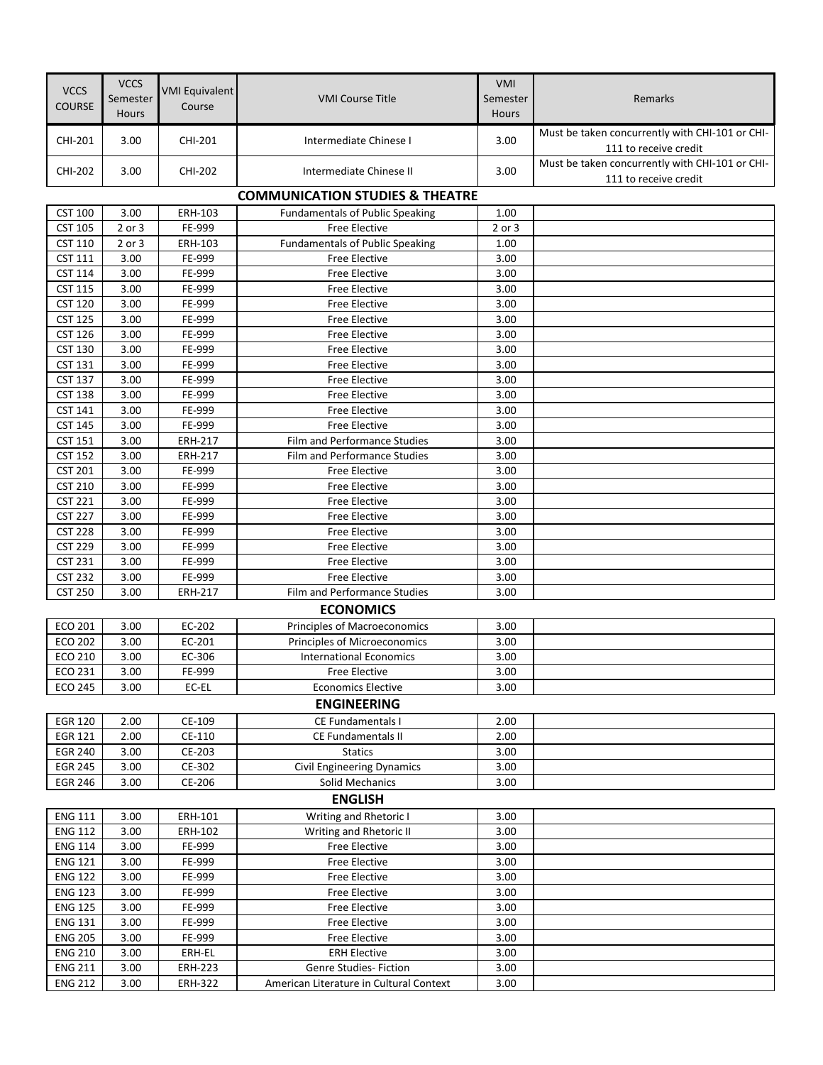| VCCS COURSE | VCCS Semester Hours | VMI Equivalent Course | VMI Course Title | VMI Semester Hours | Remarks |
|---|---|---|---|---|---|
| CHI-201 | 3.00 | CHI-201 | Intermediate Chinese I | 3.00 | Must be taken concurrently with CHI-101 or CHI-111 to receive credit |
| CHI-202 | 3.00 | CHI-202 | Intermediate Chinese II | 3.00 | Must be taken concurrently with CHI-101 or CHI-111 to receive credit |

## COMMUNICATION STUDIES & THEATRE

| VCCS COURSE | VCCS Semester Hours | VMI Equivalent Course | VMI Course Title | VMI Semester Hours | Remarks |
|---|---|---|---|---|---|
| CST 100 | 3.00 | ERH-103 | Fundamentals of Public Speaking | 1.00 | |
| CST 105 | 2 or 3 | FE-999 | Free Elective | 2 or 3 | |
| CST 110 | 2 or 3 | ERH-103 | Fundamentals of Public Speaking | 1.00 | |
| CST 111 | 3.00 | FE-999 | Free Elective | 3.00 | |
| CST 114 | 3.00 | FE-999 | Free Elective | 3.00 | |
| CST 115 | 3.00 | FE-999 | Free Elective | 3.00 | |
| CST 120 | 3.00 | FE-999 | Free Elective | 3.00 | |
| CST 125 | 3.00 | FE-999 | Free Elective | 3.00 | |
| CST 126 | 3.00 | FE-999 | Free Elective | 3.00 | |
| CST 130 | 3.00 | FE-999 | Free Elective | 3.00 | |
| CST 131 | 3.00 | FE-999 | Free Elective | 3.00 | |
| CST 137 | 3.00 | FE-999 | Free Elective | 3.00 | |
| CST 138 | 3.00 | FE-999 | Free Elective | 3.00 | |
| CST 141 | 3.00 | FE-999 | Free Elective | 3.00 | |
| CST 145 | 3.00 | FE-999 | Free Elective | 3.00 | |
| CST 151 | 3.00 | ERH-217 | Film and Performance Studies | 3.00 | |
| CST 152 | 3.00 | ERH-217 | Film and Performance Studies | 3.00 | |
| CST 201 | 3.00 | FE-999 | Free Elective | 3.00 | |
| CST 210 | 3.00 | FE-999 | Free Elective | 3.00 | |
| CST 221 | 3.00 | FE-999 | Free Elective | 3.00 | |
| CST 227 | 3.00 | FE-999 | Free Elective | 3.00 | |
| CST 228 | 3.00 | FE-999 | Free Elective | 3.00 | |
| CST 229 | 3.00 | FE-999 | Free Elective | 3.00 | |
| CST 231 | 3.00 | FE-999 | Free Elective | 3.00 | |
| CST 232 | 3.00 | FE-999 | Free Elective | 3.00 | |
| CST 250 | 3.00 | ERH-217 | Film and Performance Studies | 3.00 | |

## ECONOMICS

| VCCS COURSE | VCCS Semester Hours | VMI Equivalent Course | VMI Course Title | VMI Semester Hours | Remarks |
|---|---|---|---|---|---|
| ECO 201 | 3.00 | EC-202 | Principles of Macroeconomics | 3.00 | |
| ECO 202 | 3.00 | EC-201 | Principles of Microeconomics | 3.00 | |
| ECO 210 | 3.00 | EC-306 | International Economics | 3.00 | |
| ECO 231 | 3.00 | FE-999 | Free Elective | 3.00 | |
| ECO 245 | 3.00 | EC-EL | Economics Elective | 3.00 | |

## ENGINEERING

| VCCS COURSE | VCCS Semester Hours | VMI Equivalent Course | VMI Course Title | VMI Semester Hours | Remarks |
|---|---|---|---|---|---|
| EGR 120 | 2.00 | CE-109 | CE Fundamentals I | 2.00 | |
| EGR 121 | 2.00 | CE-110 | CE Fundamentals II | 2.00 | |
| EGR 240 | 3.00 | CE-203 | Statics | 3.00 | |
| EGR 245 | 3.00 | CE-302 | Civil Engineering Dynamics | 3.00 | |
| EGR 246 | 3.00 | CE-206 | Solid Mechanics | 3.00 | |

## ENGLISH

| VCCS COURSE | VCCS Semester Hours | VMI Equivalent Course | VMI Course Title | VMI Semester Hours | Remarks |
|---|---|---|---|---|---|
| ENG 111 | 3.00 | ERH-101 | Writing and Rhetoric I | 3.00 | |
| ENG 112 | 3.00 | ERH-102 | Writing and Rhetoric II | 3.00 | |
| ENG 114 | 3.00 | FE-999 | Free Elective | 3.00 | |
| ENG 121 | 3.00 | FE-999 | Free Elective | 3.00 | |
| ENG 122 | 3.00 | FE-999 | Free Elective | 3.00 | |
| ENG 123 | 3.00 | FE-999 | Free Elective | 3.00 | |
| ENG 125 | 3.00 | FE-999 | Free Elective | 3.00 | |
| ENG 131 | 3.00 | FE-999 | Free Elective | 3.00 | |
| ENG 205 | 3.00 | FE-999 | Free Elective | 3.00 | |
| ENG 210 | 3.00 | ERH-EL | ERH Elective | 3.00 | |
| ENG 211 | 3.00 | ERH-223 | Genre Studies- Fiction | 3.00 | |
| ENG 212 | 3.00 | ERH-322 | American Literature in Cultural Context | 3.00 | |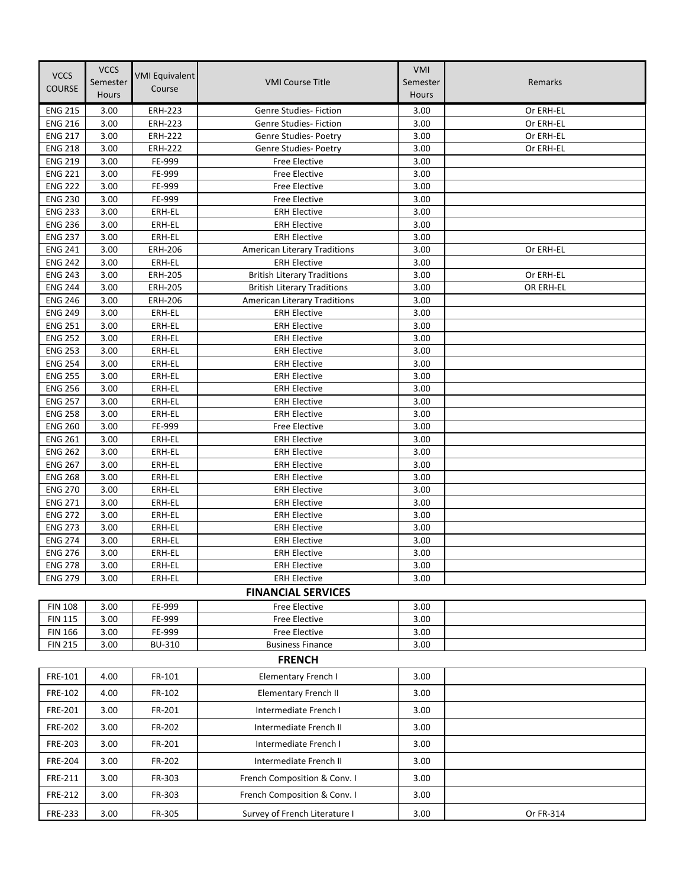| VCCS COURSE | VCCS Semester Hours | VMI Equivalent Course | VMI Course Title | VMI Semester Hours | Remarks |
|---|---|---|---|---|---|
| ENG 215 | 3.00 | ERH-223 | Genre Studies- Fiction | 3.00 | Or ERH-EL |
| ENG 216 | 3.00 | ERH-223 | Genre Studies- Fiction | 3.00 | Or ERH-EL |
| ENG 217 | 3.00 | ERH-222 | Genre Studies- Poetry | 3.00 | Or ERH-EL |
| ENG 218 | 3.00 | ERH-222 | Genre Studies- Poetry | 3.00 | Or ERH-EL |
| ENG 219 | 3.00 | FE-999 | Free Elective | 3.00 | |
| ENG 221 | 3.00 | FE-999 | Free Elective | 3.00 | |
| ENG 222 | 3.00 | FE-999 | Free Elective | 3.00 | |
| ENG 230 | 3.00 | FE-999 | Free Elective | 3.00 | |
| ENG 233 | 3.00 | ERH-EL | ERH Elective | 3.00 | |
| ENG 236 | 3.00 | ERH-EL | ERH Elective | 3.00 | |
| ENG 237 | 3.00 | ERH-EL | ERH Elective | 3.00 | |
| ENG 241 | 3.00 | ERH-206 | American Literary Traditions | 3.00 | Or ERH-EL |
| ENG 242 | 3.00 | ERH-EL | ERH Elective | 3.00 | |
| ENG 243 | 3.00 | ERH-205 | British Literary Traditions | 3.00 | Or ERH-EL |
| ENG 244 | 3.00 | ERH-205 | British Literary Traditions | 3.00 | OR ERH-EL |
| ENG 246 | 3.00 | ERH-206 | American Literary Traditions | 3.00 | |
| ENG 249 | 3.00 | ERH-EL | ERH Elective | 3.00 | |
| ENG 251 | 3.00 | ERH-EL | ERH Elective | 3.00 | |
| ENG 252 | 3.00 | ERH-EL | ERH Elective | 3.00 | |
| ENG 253 | 3.00 | ERH-EL | ERH Elective | 3.00 | |
| ENG 254 | 3.00 | ERH-EL | ERH Elective | 3.00 | |
| ENG 255 | 3.00 | ERH-EL | ERH Elective | 3.00 | |
| ENG 256 | 3.00 | ERH-EL | ERH Elective | 3.00 | |
| ENG 257 | 3.00 | ERH-EL | ERH Elective | 3.00 | |
| ENG 258 | 3.00 | ERH-EL | ERH Elective | 3.00 | |
| ENG 260 | 3.00 | FE-999 | Free Elective | 3.00 | |
| ENG 261 | 3.00 | ERH-EL | ERH Elective | 3.00 | |
| ENG 262 | 3.00 | ERH-EL | ERH Elective | 3.00 | |
| ENG 267 | 3.00 | ERH-EL | ERH Elective | 3.00 | |
| ENG 268 | 3.00 | ERH-EL | ERH Elective | 3.00 | |
| ENG 270 | 3.00 | ERH-EL | ERH Elective | 3.00 | |
| ENG 271 | 3.00 | ERH-EL | ERH Elective | 3.00 | |
| ENG 272 | 3.00 | ERH-EL | ERH Elective | 3.00 | |
| ENG 273 | 3.00 | ERH-EL | ERH Elective | 3.00 | |
| ENG 274 | 3.00 | ERH-EL | ERH Elective | 3.00 | |
| ENG 276 | 3.00 | ERH-EL | ERH Elective | 3.00 | |
| ENG 278 | 3.00 | ERH-EL | ERH Elective | 3.00 | |
| ENG 279 | 3.00 | ERH-EL | ERH Elective | 3.00 | |

## FINANCIAL SERVICES

| VCCS COURSE | VCCS Semester Hours | VMI Equivalent Course | VMI Course Title | VMI Semester Hours | Remarks |
|---|---|---|---|---|---|
| FIN 108 | 3.00 | FE-999 | Free Elective | 3.00 | |
| FIN 115 | 3.00 | FE-999 | Free Elective | 3.00 | |
| FIN 166 | 3.00 | FE-999 | Free Elective | 3.00 | |
| FIN 215 | 3.00 | BU-310 | Business Finance | 3.00 | |

## FRENCH

| VCCS COURSE | VCCS Semester Hours | VMI Equivalent Course | VMI Course Title | VMI Semester Hours | Remarks |
|---|---|---|---|---|---|
| FRE-101 | 4.00 | FR-101 | Elementary French I | 3.00 | |
| FRE-102 | 4.00 | FR-102 | Elementary French II | 3.00 | |
| FRE-201 | 3.00 | FR-201 | Intermediate French I | 3.00 | |
| FRE-202 | 3.00 | FR-202 | Intermediate French II | 3.00 | |
| FRE-203 | 3.00 | FR-201 | Intermediate French I | 3.00 | |
| FRE-204 | 3.00 | FR-202 | Intermediate French II | 3.00 | |
| FRE-211 | 3.00 | FR-303 | French Composition & Conv. I | 3.00 | |
| FRE-212 | 3.00 | FR-303 | French Composition & Conv. I | 3.00 | |
| FRE-233 | 3.00 | FR-305 | Survey of French Literature I | 3.00 | Or FR-314 |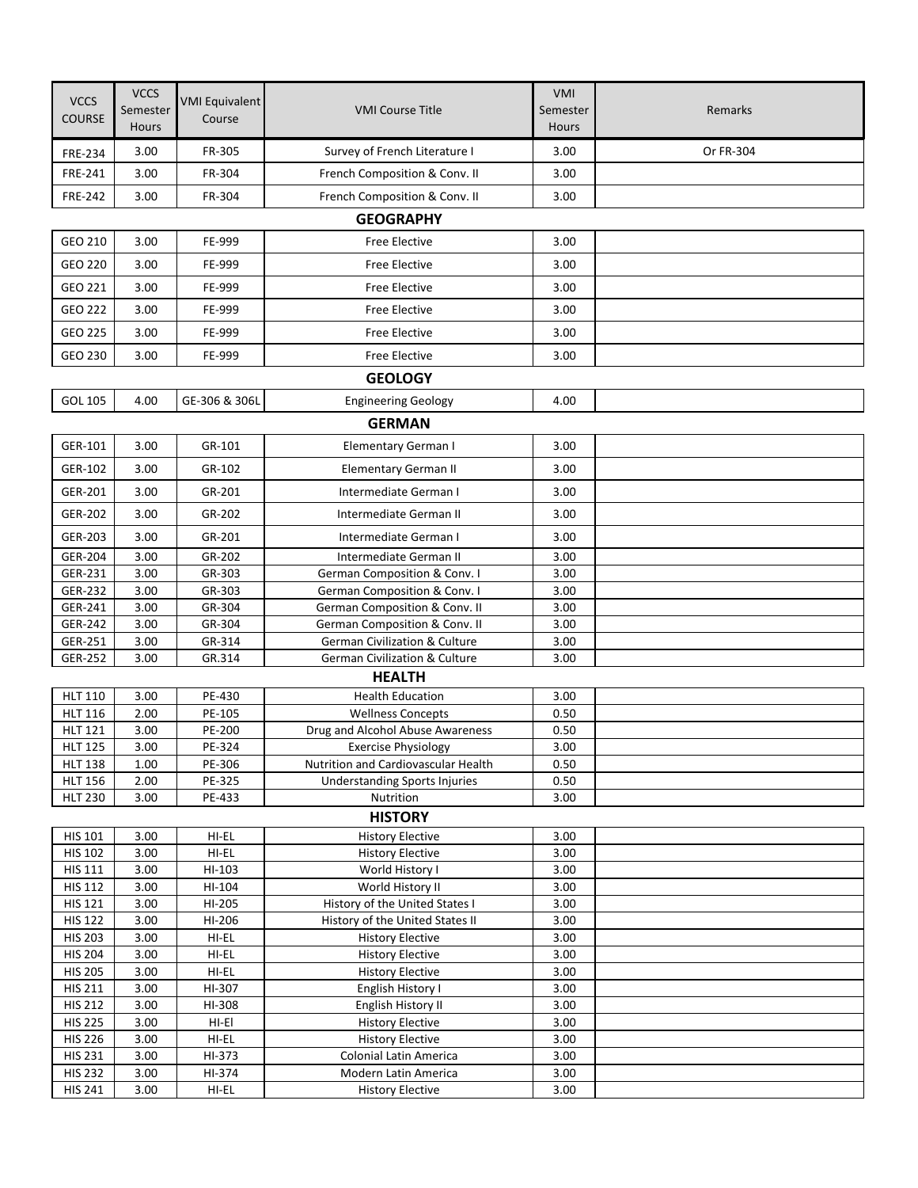| VCCS COURSE | VCCS Semester Hours | VMI Equivalent Course | VMI Course Title | VMI Semester Hours | Remarks |
|---|---|---|---|---|---|
| FRE-234 | 3.00 | FR-305 | Survey of French Literature I | 3.00 | Or FR-304 |
| FRE-241 | 3.00 | FR-304 | French Composition & Conv. II | 3.00 | |
| FRE-242 | 3.00 | FR-304 | French Composition & Conv. II | 3.00 | |
| | | | **GEOGRAPHY** | | |
| GEO 210 | 3.00 | FE-999 | Free Elective | 3.00 | |
| GEO 220 | 3.00 | FE-999 | Free Elective | 3.00 | |
| GEO 221 | 3.00 | FE-999 | Free Elective | 3.00 | |
| GEO 222 | 3.00 | FE-999 | Free Elective | 3.00 | |
| GEO 225 | 3.00 | FE-999 | Free Elective | 3.00 | |
| GEO 230 | 3.00 | FE-999 | Free Elective | 3.00 | |
| | | | **GEOLOGY** | | |
| GOL 105 | 4.00 | GE-306 & 306L | Engineering Geology | 4.00 | |
| | | | **GERMAN** | | |
| GER-101 | 3.00 | GR-101 | Elementary German I | 3.00 | |
| GER-102 | 3.00 | GR-102 | Elementary German II | 3.00 | |
| GER-201 | 3.00 | GR-201 | Intermediate German I | 3.00 | |
| GER-202 | 3.00 | GR-202 | Intermediate German II | 3.00 | |
| GER-203 | 3.00 | GR-201 | Intermediate German I | 3.00 | |
| GER-204 | 3.00 | GR-202 | Intermediate German II | 3.00 | |
| GER-231 | 3.00 | GR-303 | German Composition & Conv. I | 3.00 | |
| GER-232 | 3.00 | GR-303 | German Composition & Conv. I | 3.00 | |
| GER-241 | 3.00 | GR-304 | German Composition & Conv. II | 3.00 | |
| GER-242 | 3.00 | GR-304 | German Composition & Conv. II | 3.00 | |
| GER-251 | 3.00 | GR-314 | German Civilization & Culture | 3.00 | |
| GER-252 | 3.00 | GR.314 | German Civilization & Culture | 3.00 | |
| | | | **HEALTH** | | |
| HLT 110 | 3.00 | PE-430 | Health Education | 3.00 | |
| HLT 116 | 2.00 | PE-105 | Wellness Concepts | 0.50 | |
| HLT 121 | 3.00 | PE-200 | Drug and Alcohol Abuse Awareness | 0.50 | |
| HLT 125 | 3.00 | PE-324 | Exercise Physiology | 3.00 | |
| HLT 138 | 1.00 | PE-306 | Nutrition and Cardiovascular Health | 0.50 | |
| HLT 156 | 2.00 | PE-325 | Understanding Sports Injuries | 0.50 | |
| HLT 230 | 3.00 | PE-433 | Nutrition | 3.00 | |
| | | | **HISTORY** | | |
| HIS 101 | 3.00 | HI-EL | History Elective | 3.00 | |
| HIS 102 | 3.00 | HI-EL | History Elective | 3.00 | |
| HIS 111 | 3.00 | HI-103 | World History I | 3.00 | |
| HIS 112 | 3.00 | HI-104 | World History II | 3.00 | |
| HIS 121 | 3.00 | HI-205 | History of the United States I | 3.00 | |
| HIS 122 | 3.00 | HI-206 | History of the United States II | 3.00 | |
| HIS 203 | 3.00 | HI-EL | History Elective | 3.00 | |
| HIS 204 | 3.00 | HI-EL | History Elective | 3.00 | |
| HIS 205 | 3.00 | HI-EL | History Elective | 3.00 | |
| HIS 211 | 3.00 | HI-307 | English History I | 3.00 | |
| HIS 212 | 3.00 | HI-308 | English History II | 3.00 | |
| HIS 225 | 3.00 | HI-El | History Elective | 3.00 | |
| HIS 226 | 3.00 | HI-EL | History Elective | 3.00 | |
| HIS 231 | 3.00 | HI-373 | Colonial Latin America | 3.00 | |
| HIS 232 | 3.00 | HI-374 | Modern Latin America | 3.00 | |
| HIS 241 | 3.00 | HI-EL | History Elective | 3.00 | |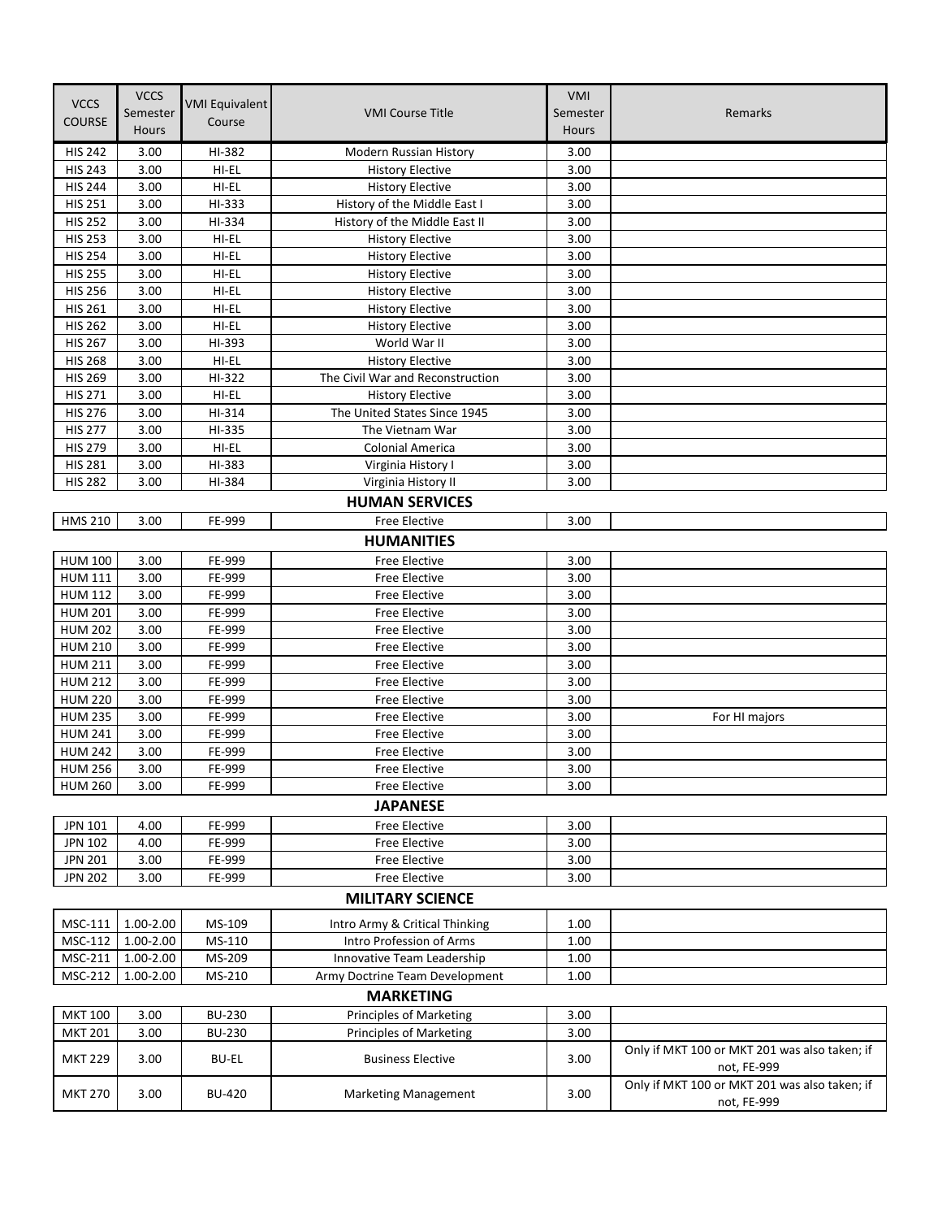| VCCS COURSE | VCCS Semester Hours | VMI Equivalent Course | VMI Course Title | VMI Semester Hours | Remarks |
|---|---|---|---|---|---|
| HIS 242 | 3.00 | HI-382 | Modern Russian History | 3.00 | |
| HIS 243 | 3.00 | HI-EL | History Elective | 3.00 | |
| HIS 244 | 3.00 | HI-EL | History Elective | 3.00 | |
| HIS 251 | 3.00 | HI-333 | History of the Middle East I | 3.00 | |
| HIS 252 | 3.00 | HI-334 | History of the Middle East II | 3.00 | |
| HIS 253 | 3.00 | HI-EL | History Elective | 3.00 | |
| HIS 254 | 3.00 | HI-EL | History Elective | 3.00 | |
| HIS 255 | 3.00 | HI-EL | History Elective | 3.00 | |
| HIS 256 | 3.00 | HI-EL | History Elective | 3.00 | |
| HIS 261 | 3.00 | HI-EL | History Elective | 3.00 | |
| HIS 262 | 3.00 | HI-EL | History Elective | 3.00 | |
| HIS 267 | 3.00 | HI-393 | World War II | 3.00 | |
| HIS 268 | 3.00 | HI-EL | History Elective | 3.00 | |
| HIS 269 | 3.00 | HI-322 | The Civil War and Reconstruction | 3.00 | |
| HIS 271 | 3.00 | HI-EL | History Elective | 3.00 | |
| HIS 276 | 3.00 | HI-314 | The United States Since 1945 | 3.00 | |
| HIS 277 | 3.00 | HI-335 | The Vietnam War | 3.00 | |
| HIS 279 | 3.00 | HI-EL | Colonial America | 3.00 | |
| HIS 281 | 3.00 | HI-383 | Virginia History I | 3.00 | |
| HIS 282 | 3.00 | HI-384 | Virginia History II | 3.00 | |
| | | | **HUMAN SERVICES** | | |
| HMS 210 | 3.00 | FE-999 | Free Elective | 3.00 | |
| | | | **HUMANITIES** | | |
| HUM 100 | 3.00 | FE-999 | Free Elective | 3.00 | |
| HUM 111 | 3.00 | FE-999 | Free Elective | 3.00 | |
| HUM 112 | 3.00 | FE-999 | Free Elective | 3.00 | |
| HUM 201 | 3.00 | FE-999 | Free Elective | 3.00 | |
| HUM 202 | 3.00 | FE-999 | Free Elective | 3.00 | |
| HUM 210 | 3.00 | FE-999 | Free Elective | 3.00 | |
| HUM 211 | 3.00 | FE-999 | Free Elective | 3.00 | |
| HUM 212 | 3.00 | FE-999 | Free Elective | 3.00 | |
| HUM 220 | 3.00 | FE-999 | Free Elective | 3.00 | |
| HUM 235 | 3.00 | FE-999 | Free Elective | 3.00 | For HI majors |
| HUM 241 | 3.00 | FE-999 | Free Elective | 3.00 | |
| HUM 242 | 3.00 | FE-999 | Free Elective | 3.00 | |
| HUM 256 | 3.00 | FE-999 | Free Elective | 3.00 | |
| HUM 260 | 3.00 | FE-999 | Free Elective | 3.00 | |
| | | | **JAPANESE** | | |
| JPN 101 | 4.00 | FE-999 | Free Elective | 3.00 | |
| JPN 102 | 4.00 | FE-999 | Free Elective | 3.00 | |
| JPN 201 | 3.00 | FE-999 | Free Elective | 3.00 | |
| JPN 202 | 3.00 | FE-999 | Free Elective | 3.00 | |
| | | | **MILITARY SCIENCE** | | |
| MSC-111 | 1.00-2.00 | MS-109 | Intro Army & Critical Thinking | 1.00 | |
| MSC-112 | 1.00-2.00 | MS-110 | Intro Profession of Arms | 1.00 | |
| MSC-211 | 1.00-2.00 | MS-209 | Innovative Team Leadership | 1.00 | |
| MSC-212 | 1.00-2.00 | MS-210 | Army Doctrine Team Development | 1.00 | |
| | | | **MARKETING** | | |
| MKT 100 | 3.00 | BU-230 | Principles of Marketing | 3.00 | |
| MKT 201 | 3.00 | BU-230 | Principles of Marketing | 3.00 | |
| MKT 229 | 3.00 | BU-EL | Business Elective | 3.00 | Only if MKT 100 or MKT 201 was also taken; if not, FE-999 |
| MKT 270 | 3.00 | BU-420 | Marketing Management | 3.00 | Only if MKT 100 or MKT 201 was also taken; if not, FE-999 |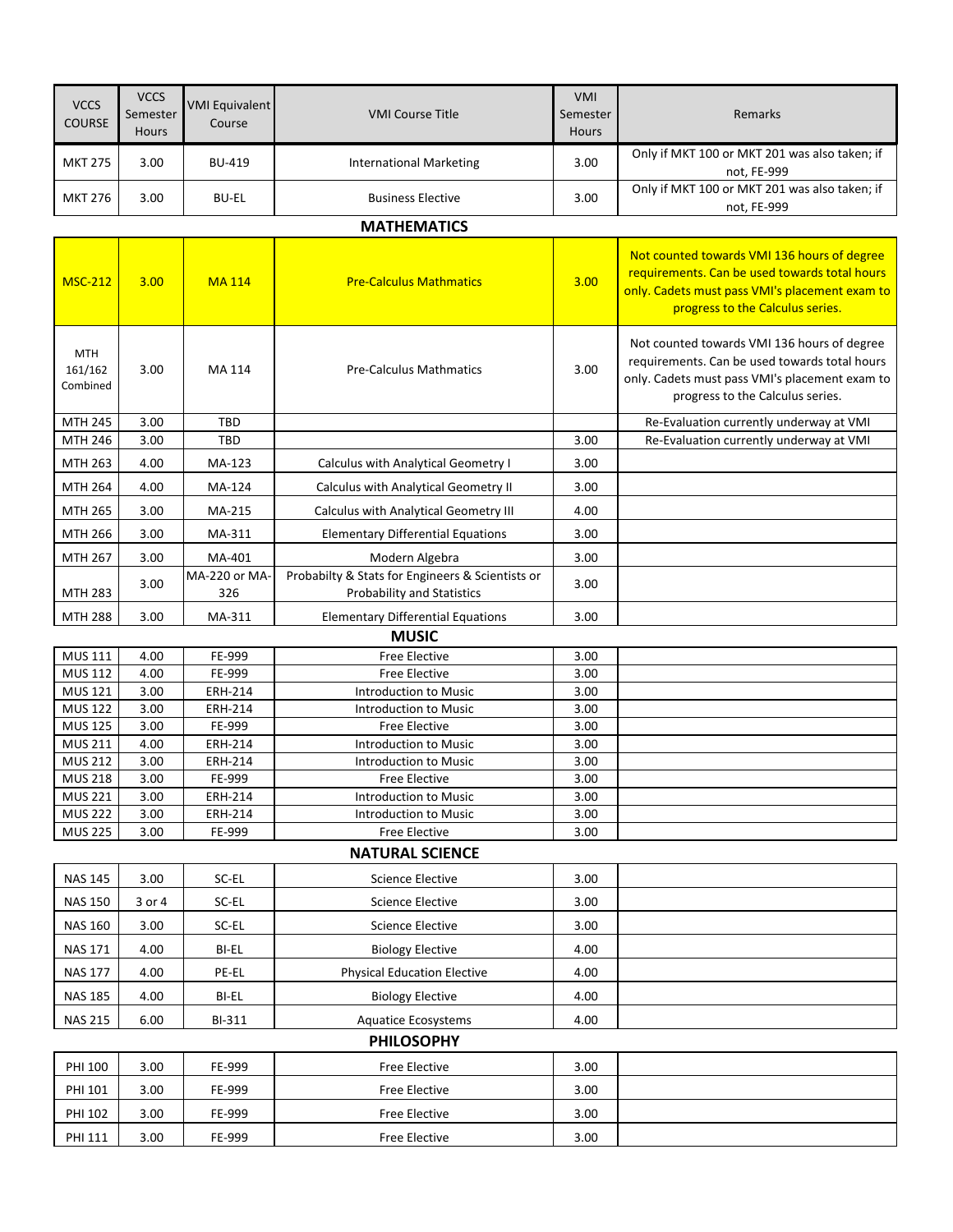| VCCS COURSE | VCCS Semester Hours | VMI Equivalent Course | VMI Course Title | VMI Semester Hours | Remarks |
|---|---|---|---|---|---|
| MKT 275 | 3.00 | BU-419 | International Marketing | 3.00 | Only if MKT 100 or MKT 201 was also taken; if not, FE-999 |
| MKT 276 | 3.00 | BU-EL | Business Elective | 3.00 | Only if MKT 100 or MKT 201 was also taken; if not, FE-999 |

## MATHEMATICS

| VCCS COURSE | VCCS Semester Hours | VMI Equivalent Course | VMI Course Title | VMI Semester Hours | Remarks |
|---|---|---|---|---|---|
| MSC-212 | 3.00 | MA 114 | Pre-Calculus Mathmatics | 3.00 | Not counted towards VMI 136 hours of degree requirements. Can be used towards total hours only. Cadets must pass VMI's placement exam to progress to the Calculus series. |
| MTH 161/162 Combined | 3.00 | MA 114 | Pre-Calculus Mathmatics | 3.00 | Not counted towards VMI 136 hours of degree requirements. Can be used towards total hours only. Cadets must pass VMI's placement exam to progress to the Calculus series. |
| MTH 245 | 3.00 | TBD | | | Re-Evaluation currently underway at VMI |
| MTH 246 | 3.00 | TBD | | 3.00 | Re-Evaluation currently underway at VMI |
| MTH 263 | 4.00 | MA-123 | Calculus with Analytical Geometry I | 3.00 | |
| MTH 264 | 4.00 | MA-124 | Calculus with Analytical Geometry II | 3.00 | |
| MTH 265 | 3.00 | MA-215 | Calculus with Analytical Geometry III | 4.00 | |
| MTH 266 | 3.00 | MA-311 | Elementary Differential Equations | 3.00 | |
| MTH 267 | 3.00 | MA-401 | Modern Algebra | 3.00 | |
| MTH 283 | 3.00 | MA-220 or MA-326 | Probabilty & Stats for Engineers & Scientists or Probability and Statistics | 3.00 | |
| MTH 288 | 3.00 | MA-311 | Elementary Differential Equations | 3.00 | |

## MUSIC

| VCCS COURSE | VCCS Semester Hours | VMI Equivalent Course | VMI Course Title | VMI Semester Hours | Remarks |
|---|---|---|---|---|---|
| MUS 111 | 4.00 | FE-999 | Free Elective | 3.00 | |
| MUS 112 | 4.00 | FE-999 | Free Elective | 3.00 | |
| MUS 121 | 3.00 | ERH-214 | Introduction to Music | 3.00 | |
| MUS 122 | 3.00 | ERH-214 | Introduction to Music | 3.00 | |
| MUS 125 | 3.00 | FE-999 | Free Elective | 3.00 | |
| MUS 211 | 4.00 | ERH-214 | Introduction to Music | 3.00 | |
| MUS 212 | 3.00 | ERH-214 | Introduction to Music | 3.00 | |
| MUS 218 | 3.00 | FE-999 | Free Elective | 3.00 | |
| MUS 221 | 3.00 | ERH-214 | Introduction to Music | 3.00 | |
| MUS 222 | 3.00 | ERH-214 | Introduction to Music | 3.00 | |
| MUS 225 | 3.00 | FE-999 | Free Elective | 3.00 | |

## NATURAL SCIENCE

| VCCS COURSE | VCCS Semester Hours | VMI Equivalent Course | VMI Course Title | VMI Semester Hours | Remarks |
|---|---|---|---|---|---|
| NAS 145 | 3.00 | SC-EL | Science Elective | 3.00 | |
| NAS 150 | 3 or 4 | SC-EL | Science Elective | 3.00 | |
| NAS 160 | 3.00 | SC-EL | Science Elective | 3.00 | |
| NAS 171 | 4.00 | BI-EL | Biology Elective | 4.00 | |
| NAS 177 | 4.00 | PE-EL | Physical Education Elective | 4.00 | |
| NAS 185 | 4.00 | BI-EL | Biology Elective | 4.00 | |
| NAS 215 | 6.00 | BI-311 | Aquatice Ecosystems | 4.00 | |

## PHILOSOPHY

| VCCS COURSE | VCCS Semester Hours | VMI Equivalent Course | VMI Course Title | VMI Semester Hours | Remarks |
|---|---|---|---|---|---|
| PHI 100 | 3.00 | FE-999 | Free Elective | 3.00 | |
| PHI 101 | 3.00 | FE-999 | Free Elective | 3.00 | |
| PHI 102 | 3.00 | FE-999 | Free Elective | 3.00 | |
| PHI 111 | 3.00 | FE-999 | Free Elective | 3.00 | |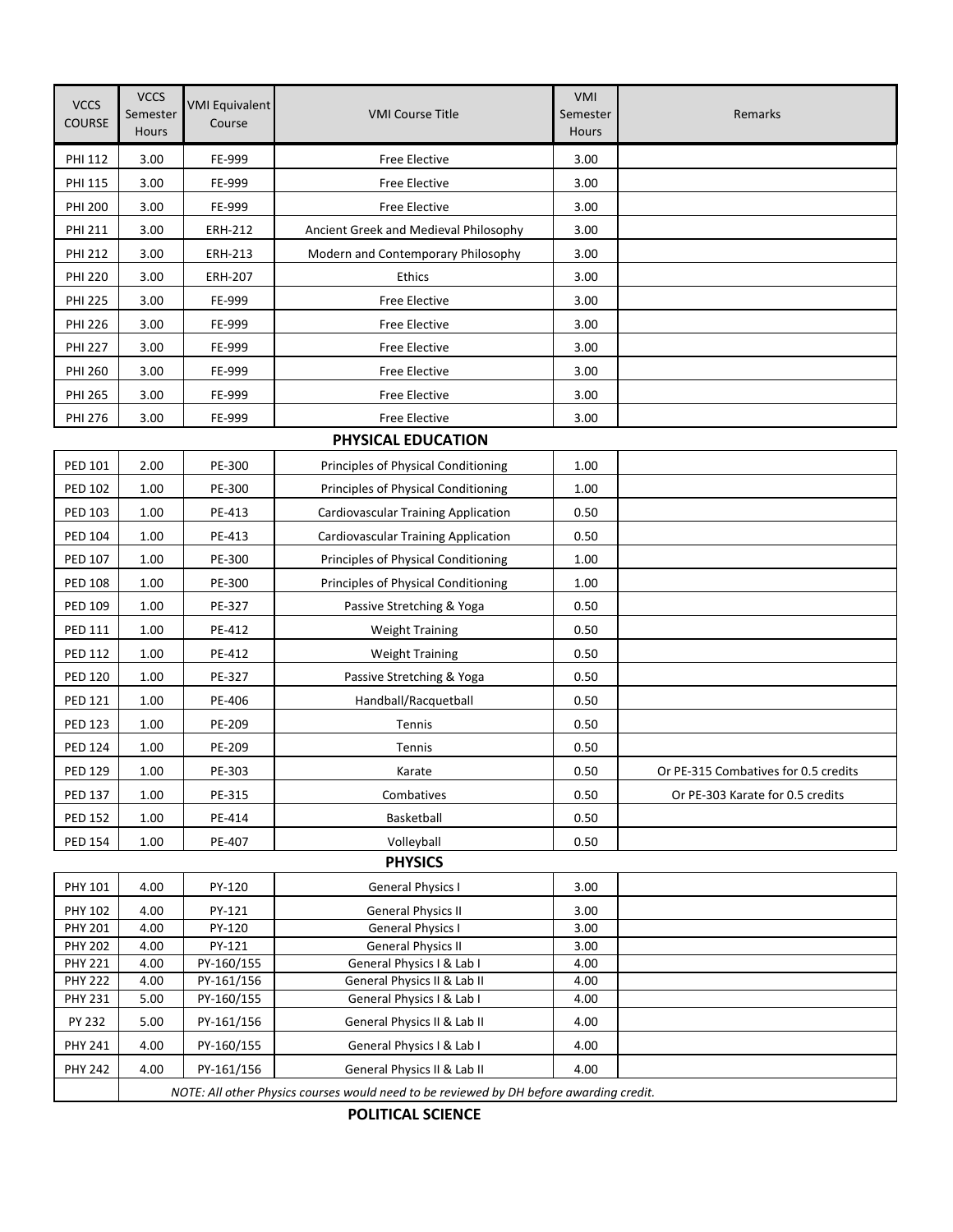| VCCS COURSE | VCCS Semester Hours | VMI Equivalent Course | VMI Course Title | VMI Semester Hours | Remarks |
|---|---|---|---|---|---|
| PHI 112 | 3.00 | FE-999 | Free Elective | 3.00 | |
| PHI 115 | 3.00 | FE-999 | Free Elective | 3.00 | |
| PHI 200 | 3.00 | FE-999 | Free Elective | 3.00 | |
| PHI 211 | 3.00 | ERH-212 | Ancient Greek and Medieval Philosophy | 3.00 | |
| PHI 212 | 3.00 | ERH-213 | Modern and Contemporary Philosophy | 3.00 | |
| PHI 220 | 3.00 | ERH-207 | Ethics | 3.00 | |
| PHI 225 | 3.00 | FE-999 | Free Elective | 3.00 | |
| PHI 226 | 3.00 | FE-999 | Free Elective | 3.00 | |
| PHI 227 | 3.00 | FE-999 | Free Elective | 3.00 | |
| PHI 260 | 3.00 | FE-999 | Free Elective | 3.00 | |
| PHI 265 | 3.00 | FE-999 | Free Elective | 3.00 | |
| PHI 276 | 3.00 | FE-999 | Free Elective | 3.00 | |

## PHYSICAL EDUCATION

| VCCS COURSE | VCCS Semester Hours | VMI Equivalent Course | VMI Course Title | VMI Semester Hours | Remarks |
|---|---|---|---|---|---|
| PED 101 | 2.00 | PE-300 | Principles of Physical Conditioning | 1.00 | |
| PED 102 | 1.00 | PE-300 | Principles of Physical Conditioning | 1.00 | |
| PED 103 | 1.00 | PE-413 | Cardiovascular Training Application | 0.50 | |
| PED 104 | 1.00 | PE-413 | Cardiovascular Training Application | 0.50 | |
| PED 107 | 1.00 | PE-300 | Principles of Physical Conditioning | 1.00 | |
| PED 108 | 1.00 | PE-300 | Principles of Physical Conditioning | 1.00 | |
| PED 109 | 1.00 | PE-327 | Passive Stretching & Yoga | 0.50 | |
| PED 111 | 1.00 | PE-412 | Weight Training | 0.50 | |
| PED 112 | 1.00 | PE-412 | Weight Training | 0.50 | |
| PED 120 | 1.00 | PE-327 | Passive Stretching & Yoga | 0.50 | |
| PED 121 | 1.00 | PE-406 | Handball/Racquetball | 0.50 | |
| PED 123 | 1.00 | PE-209 | Tennis | 0.50 | |
| PED 124 | 1.00 | PE-209 | Tennis | 0.50 | |
| PED 129 | 1.00 | PE-303 | Karate | 0.50 | Or PE-315 Combatives for 0.5 credits |
| PED 137 | 1.00 | PE-315 | Combatives | 0.50 | Or PE-303 Karate for 0.5 credits |
| PED 152 | 1.00 | PE-414 | Basketball | 0.50 | |
| PED 154 | 1.00 | PE-407 | Volleyball | 0.50 | |

## PHYSICS

| VCCS COURSE | VCCS Semester Hours | VMI Equivalent Course | VMI Course Title | VMI Semester Hours | Remarks |
|---|---|---|---|---|---|
| PHY 101 | 4.00 | PY-120 | General Physics I | 3.00 | |
| PHY 102 | 4.00 | PY-121 | General Physics II | 3.00 | |
| PHY 201 | 4.00 | PY-120 | General Physics I | 3.00 | |
| PHY 202 | 4.00 | PY-121 | General Physics II | 3.00 | |
| PHY 221 | 4.00 | PY-160/155 | General Physics I & Lab I | 4.00 | |
| PHY 222 | 4.00 | PY-161/156 | General Physics II & Lab II | 4.00 | |
| PHY 231 | 5.00 | PY-160/155 | General Physics I & Lab I | 4.00 | |
| PY 232 | 5.00 | PY-161/156 | General Physics II & Lab II | 4.00 | |
| PHY 241 | 4.00 | PY-160/155 | General Physics I & Lab I | 4.00 | |
| PHY 242 | 4.00 | PY-161/156 | General Physics II & Lab II | 4.00 | |
| | *NOTE: All other Physics courses would need to be reviewed by DH before awarding credit.* | | | | |

## POLITICAL SCIENCE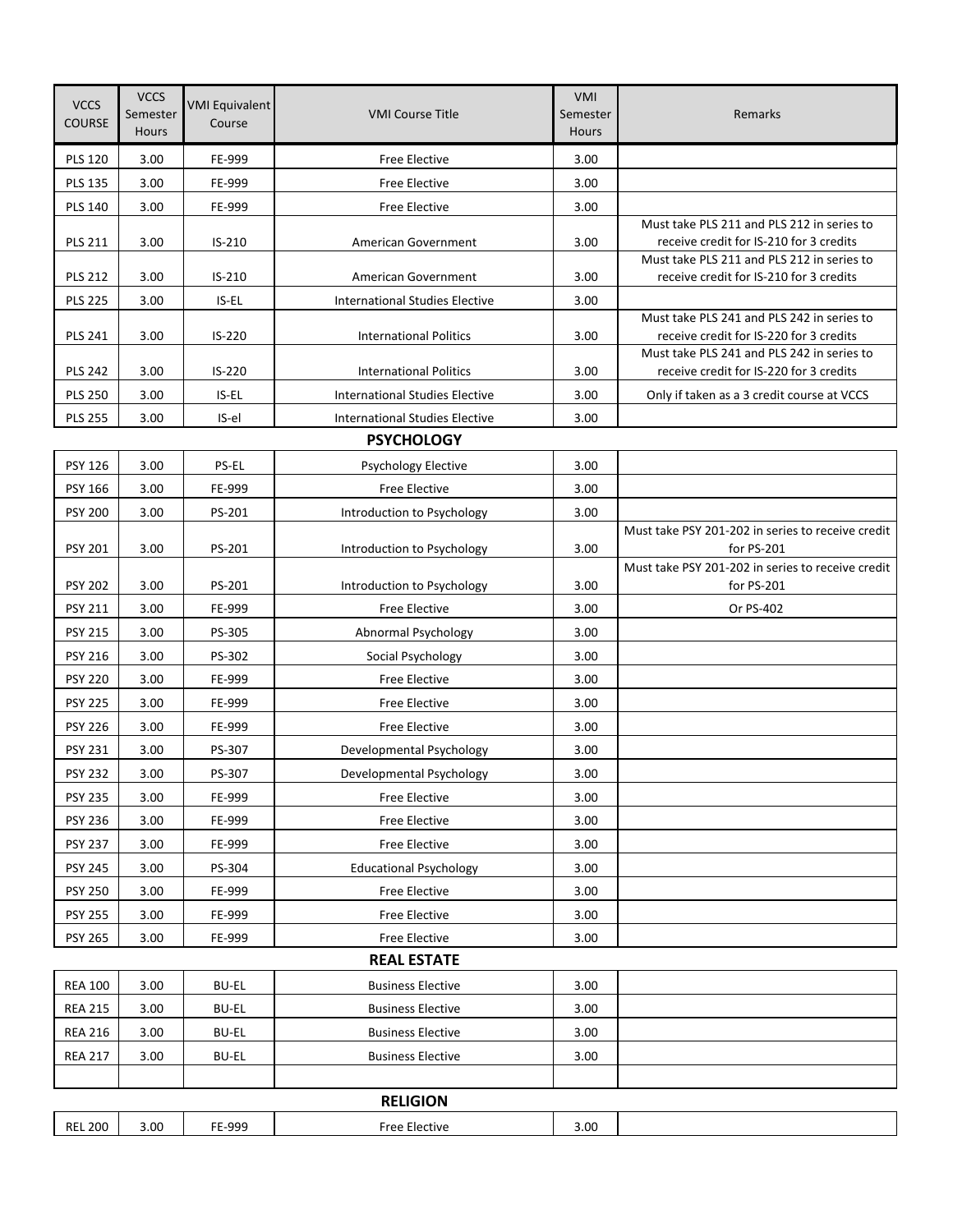| VCCS COURSE | VCCS Semester Hours | VMI Equivalent Course | VMI Course Title | VMI Semester Hours | Remarks |
|---|---|---|---|---|---|
| PLS 120 | 3.00 | FE-999 | Free Elective | 3.00 | |
| PLS 135 | 3.00 | FE-999 | Free Elective | 3.00 | |
| PLS 140 | 3.00 | FE-999 | Free Elective | 3.00 | |
| PLS 211 | 3.00 | IS-210 | American Government | 3.00 | Must take PLS 211 and PLS 212 in series to receive credit for IS-210 for 3 credits |
| PLS 212 | 3.00 | IS-210 | American Government | 3.00 | Must take PLS 211 and PLS 212 in series to receive credit for IS-210 for 3 credits |
| PLS 225 | 3.00 | IS-EL | International Studies Elective | 3.00 | |
| PLS 241 | 3.00 | IS-220 | International Politics | 3.00 | Must take PLS 241 and PLS 242 in series to receive credit for IS-220 for 3 credits |
| PLS 242 | 3.00 | IS-220 | International Politics | 3.00 | Must take PLS 241 and PLS 242 in series to receive credit for IS-220 for 3 credits |
| PLS 250 | 3.00 | IS-EL | International Studies Elective | 3.00 | Only if taken as a 3 credit course at VCCS |
| PLS 255 | 3.00 | IS-el | International Studies Elective | 3.00 | |

## PSYCHOLOGY

| VCCS COURSE | VCCS Semester Hours | VMI Equivalent Course | VMI Course Title | VMI Semester Hours | Remarks |
|---|---|---|---|---|---|
| PSY 126 | 3.00 | PS-EL | Psychology Elective | 3.00 | |
| PSY 166 | 3.00 | FE-999 | Free Elective | 3.00 | |
| PSY 200 | 3.00 | PS-201 | Introduction to Psychology | 3.00 | |
| PSY 201 | 3.00 | PS-201 | Introduction to Psychology | 3.00 | Must take PSY 201-202 in series to receive credit for PS-201 |
| PSY 202 | 3.00 | PS-201 | Introduction to Psychology | 3.00 | Must take PSY 201-202 in series to receive credit for PS-201 |
| PSY 211 | 3.00 | FE-999 | Free Elective | 3.00 | Or PS-402 |
| PSY 215 | 3.00 | PS-305 | Abnormal Psychology | 3.00 | |
| PSY 216 | 3.00 | PS-302 | Social Psychology | 3.00 | |
| PSY 220 | 3.00 | FE-999 | Free Elective | 3.00 | |
| PSY 225 | 3.00 | FE-999 | Free Elective | 3.00 | |
| PSY 226 | 3.00 | FE-999 | Free Elective | 3.00 | |
| PSY 231 | 3.00 | PS-307 | Developmental Psychology | 3.00 | |
| PSY 232 | 3.00 | PS-307 | Developmental Psychology | 3.00 | |
| PSY 235 | 3.00 | FE-999 | Free Elective | 3.00 | |
| PSY 236 | 3.00 | FE-999 | Free Elective | 3.00 | |
| PSY 237 | 3.00 | FE-999 | Free Elective | 3.00 | |
| PSY 245 | 3.00 | PS-304 | Educational Psychology | 3.00 | |
| PSY 250 | 3.00 | FE-999 | Free Elective | 3.00 | |
| PSY 255 | 3.00 | FE-999 | Free Elective | 3.00 | |
| PSY 265 | 3.00 | FE-999 | Free Elective | 3.00 | |

## REAL ESTATE

| VCCS COURSE | VCCS Semester Hours | VMI Equivalent Course | VMI Course Title | VMI Semester Hours | Remarks |
|---|---|---|---|---|---|
| REA 100 | 3.00 | BU-EL | Business Elective | 3.00 | |
| REA 215 | 3.00 | BU-EL | Business Elective | 3.00 | |
| REA 216 | 3.00 | BU-EL | Business Elective | 3.00 | |
| REA 217 | 3.00 | BU-EL | Business Elective | 3.00 | |
| | | | | | |

## RELIGION

| VCCS COURSE | VCCS Semester Hours | VMI Equivalent Course | VMI Course Title | VMI Semester Hours | Remarks |
|---|---|---|---|---|---|
| REL 200 | 3.00 | FE-999 | Free Elective | 3.00 | |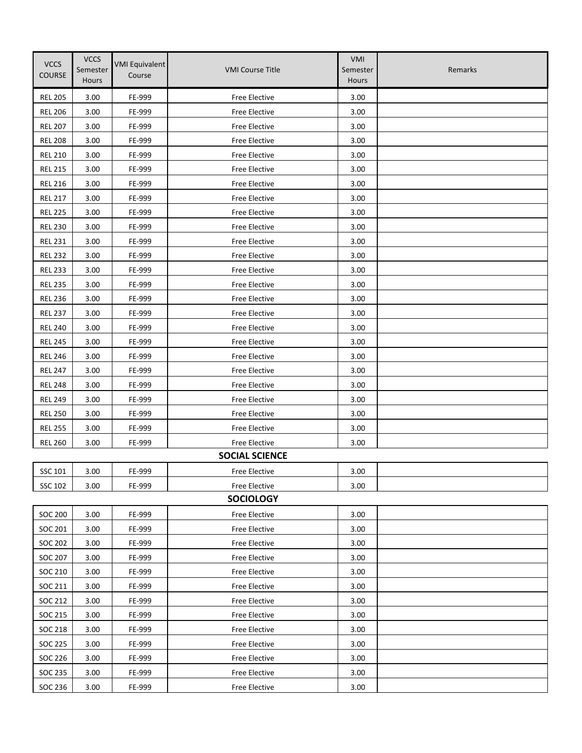| VCCS COURSE | VCCS Semester Hours | VMI Equivalent Course | VMI Course Title | VMI Semester Hours | Remarks |
|---|---|---|---|---|---|
| REL 205 | 3.00 | FE-999 | Free Elective | 3.00 | |
| REL 206 | 3.00 | FE-999 | Free Elective | 3.00 | |
| REL 207 | 3.00 | FE-999 | Free Elective | 3.00 | |
| REL 208 | 3.00 | FE-999 | Free Elective | 3.00 | |
| REL 210 | 3.00 | FE-999 | Free Elective | 3.00 | |
| REL 215 | 3.00 | FE-999 | Free Elective | 3.00 | |
| REL 216 | 3.00 | FE-999 | Free Elective | 3.00 | |
| REL 217 | 3.00 | FE-999 | Free Elective | 3.00 | |
| REL 225 | 3.00 | FE-999 | Free Elective | 3.00 | |
| REL 230 | 3.00 | FE-999 | Free Elective | 3.00 | |
| REL 231 | 3.00 | FE-999 | Free Elective | 3.00 | |
| REL 232 | 3.00 | FE-999 | Free Elective | 3.00 | |
| REL 233 | 3.00 | FE-999 | Free Elective | 3.00 | |
| REL 235 | 3.00 | FE-999 | Free Elective | 3.00 | |
| REL 236 | 3.00 | FE-999 | Free Elective | 3.00 | |
| REL 237 | 3.00 | FE-999 | Free Elective | 3.00 | |
| REL 240 | 3.00 | FE-999 | Free Elective | 3.00 | |
| REL 245 | 3.00 | FE-999 | Free Elective | 3.00 | |
| REL 246 | 3.00 | FE-999 | Free Elective | 3.00 | |
| REL 247 | 3.00 | FE-999 | Free Elective | 3.00 | |
| REL 248 | 3.00 | FE-999 | Free Elective | 3.00 | |
| REL 249 | 3.00 | FE-999 | Free Elective | 3.00 | |
| REL 250 | 3.00 | FE-999 | Free Elective | 3.00 | |
| REL 255 | 3.00 | FE-999 | Free Elective | 3.00 | |
| REL 260 | 3.00 | FE-999 | Free Elective | 3.00 | |
| | | | **SOCIAL SCIENCE** | | |
| SSC 101 | 3.00 | FE-999 | Free Elective | 3.00 | |
| SSC 102 | 3.00 | FE-999 | Free Elective | 3.00 | |
| | | | **SOCIOLOGY** | | |
| SOC 200 | 3.00 | FE-999 | Free Elective | 3.00 | |
| SOC 201 | 3.00 | FE-999 | Free Elective | 3.00 | |
| SOC 202 | 3.00 | FE-999 | Free Elective | 3.00 | |
| SOC 207 | 3.00 | FE-999 | Free Elective | 3.00 | |
| SOC 210 | 3.00 | FE-999 | Free Elective | 3.00 | |
| SOC 211 | 3.00 | FE-999 | Free Elective | 3.00 | |
| SOC 212 | 3.00 | FE-999 | Free Elective | 3.00 | |
| SOC 215 | 3.00 | FE-999 | Free Elective | 3.00 | |
| SOC 218 | 3.00 | FE-999 | Free Elective | 3.00 | |
| SOC 225 | 3.00 | FE-999 | Free Elective | 3.00 | |
| SOC 226 | 3.00 | FE-999 | Free Elective | 3.00 | |
| SOC 235 | 3.00 | FE-999 | Free Elective | 3.00 | |
| SOC 236 | 3.00 | FE-999 | Free Elective | 3.00 | |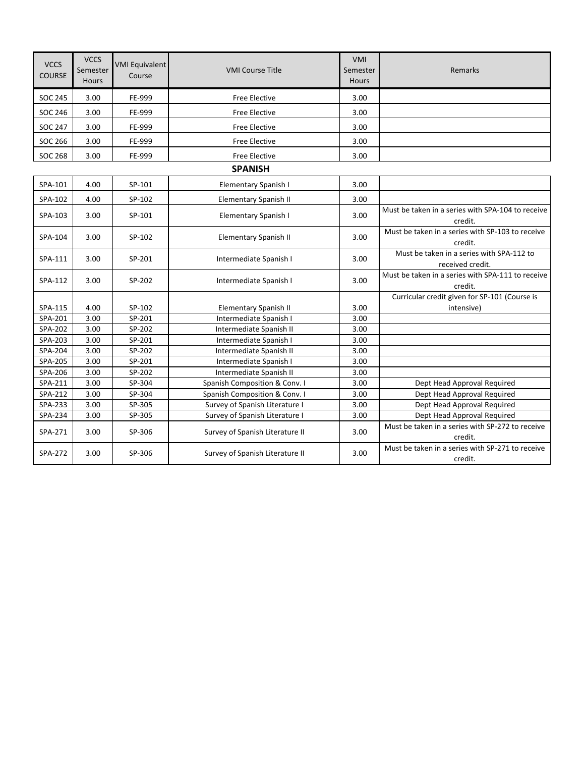| VCCS COURSE | VCCS Semester Hours | VMI Equivalent Course | VMI Course Title | VMI Semester Hours | Remarks |
|---|---|---|---|---|---|
| SOC 245 | 3.00 | FE-999 | Free Elective | 3.00 | |
| SOC 246 | 3.00 | FE-999 | Free Elective | 3.00 | |
| SOC 247 | 3.00 | FE-999 | Free Elective | 3.00 | |
| SOC 266 | 3.00 | FE-999 | Free Elective | 3.00 | |
| SOC 268 | 3.00 | FE-999 | Free Elective | 3.00 | |

## SPANISH

| VCCS COURSE | VCCS Semester Hours | VMI Equivalent Course | VMI Course Title | VMI Semester Hours | Remarks |
|---|---|---|---|---|---|
| SPA-101 | 4.00 | SP-101 | Elementary Spanish I | 3.00 | |
| SPA-102 | 4.00 | SP-102 | Elementary Spanish II | 3.00 | |
| SPA-103 | 3.00 | SP-101 | Elementary Spanish I | 3.00 | Must be taken in a series with SPA-104 to receive credit. |
| SPA-104 | 3.00 | SP-102 | Elementary Spanish II | 3.00 | Must be taken in a series with SP-103 to receive credit. |
| SPA-111 | 3.00 | SP-201 | Intermediate Spanish I | 3.00 | Must be taken in a series with SPA-112 to received credit. |
| SPA-112 | 3.00 | SP-202 | Intermediate Spanish I | 3.00 | Must be taken in a series with SPA-111 to receive credit. |
| SPA-115 | 4.00 | SP-102 | Elementary Spanish II | 3.00 | Curricular credit given for SP-101 (Course is intensive) |
| SPA-201 | 3.00 | SP-201 | Intermediate Spanish I | 3.00 | |
| SPA-202 | 3.00 | SP-202 | Intermediate Spanish II | 3.00 | |
| SPA-203 | 3.00 | SP-201 | Intermediate Spanish I | 3.00 | |
| SPA-204 | 3.00 | SP-202 | Intermediate Spanish II | 3.00 | |
| SPA-205 | 3.00 | SP-201 | Intermediate Spanish I | 3.00 | |
| SPA-206 | 3.00 | SP-202 | Intermediate Spanish II | 3.00 | |
| SPA-211 | 3.00 | SP-304 | Spanish Composition & Conv. I | 3.00 | Dept Head Approval Required |
| SPA-212 | 3.00 | SP-304 | Spanish Composition & Conv. I | 3.00 | Dept Head Approval Required |
| SPA-233 | 3.00 | SP-305 | Survey of Spanish Literature I | 3.00 | Dept Head Approval Required |
| SPA-234 | 3.00 | SP-305 | Survey of Spanish Literature I | 3.00 | Dept Head Approval Required |
| SPA-271 | 3.00 | SP-306 | Survey of Spanish Literature II | 3.00 | Must be taken in a series with SP-272 to receive credit. |
| SPA-272 | 3.00 | SP-306 | Survey of Spanish Literature II | 3.00 | Must be taken in a series with SP-271 to receive credit. |